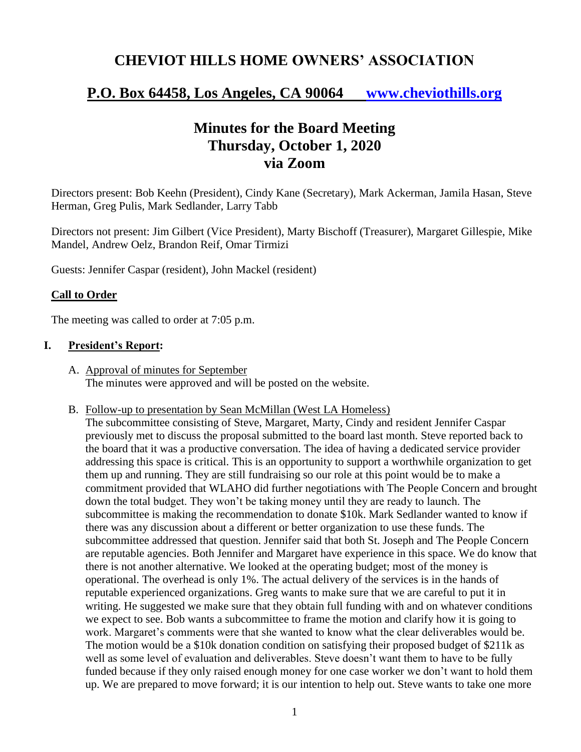# CHEVIOT HILLS HOME OWNERS' ASSOCIATION

## P.O. Box 64458, Los Angeles, CA 90064 [www.cheviothills.org](http://www.cheviothills.org)

## Minutes for the Board Meeting
## Thursday, October 1, 2020
## via Zoom

Directors present: Bob Keehn (President), Cindy Kane (Secretary), Mark Ackerman, Jamila Hasan, Steve Herman, Greg Pulis, Mark Sedlander, Larry Tabb

Directors not present: Jim Gilbert (Vice President), Marty Bischoff (Treasurer), Margaret Gillespie, Mike Mandel, Andrew Oelz, Brandon Reif, Omar Tirmizi

Guests: Jennifer Caspar (resident), John Mackel (resident)

**Call to Order**

The meeting was called to order at 7:05 p.m.

**I. President's Report:**

A. Approval of minutes for September
The minutes were approved and will be posted on the website.

B. Follow-up to presentation by Sean McMillan (West LA Homeless)
The subcommittee consisting of Steve, Margaret, Marty, Cindy and resident Jennifer Caspar previously met to discuss the proposal submitted to the board last month. Steve reported back to the board that it was a productive conversation. The idea of having a dedicated service provider addressing this space is critical. This is an opportunity to support a worthwhile organization to get them up and running. They are still fundraising so our role at this point would be to make a commitment provided that WLAHO did further negotiations with The People Concern and brought down the total budget. They won't be taking money until they are ready to launch. The subcommittee is making the recommendation to donate \$10k. Mark Sedlander wanted to know if there was any discussion about a different or better organization to use these funds. The subcommittee addressed that question. Jennifer said that both St. Joseph and The People Concern are reputable agencies. Both Jennifer and Margaret have experience in this space. We do know that there is not another alternative. We looked at the operating budget; most of the money is operational. The overhead is only 1%. The actual delivery of the services is in the hands of reputable experienced organizations. Greg wants to make sure that we are careful to put it in writing. He suggested we make sure that they obtain full funding with and on whatever conditions we expect to see. Bob wants a subcommittee to frame the motion and clarify how it is going to work. Margaret's comments were that she wanted to know what the clear deliverables would be. The motion would be a \$10k donation condition on satisfying their proposed budget of \$211k as well as some level of evaluation and deliverables. Steve doesn't want them to have to be fully funded because if they only raised enough money for one case worker we don't want to hold them up. We are prepared to move forward; it is our intention to help out. Steve wants to take one more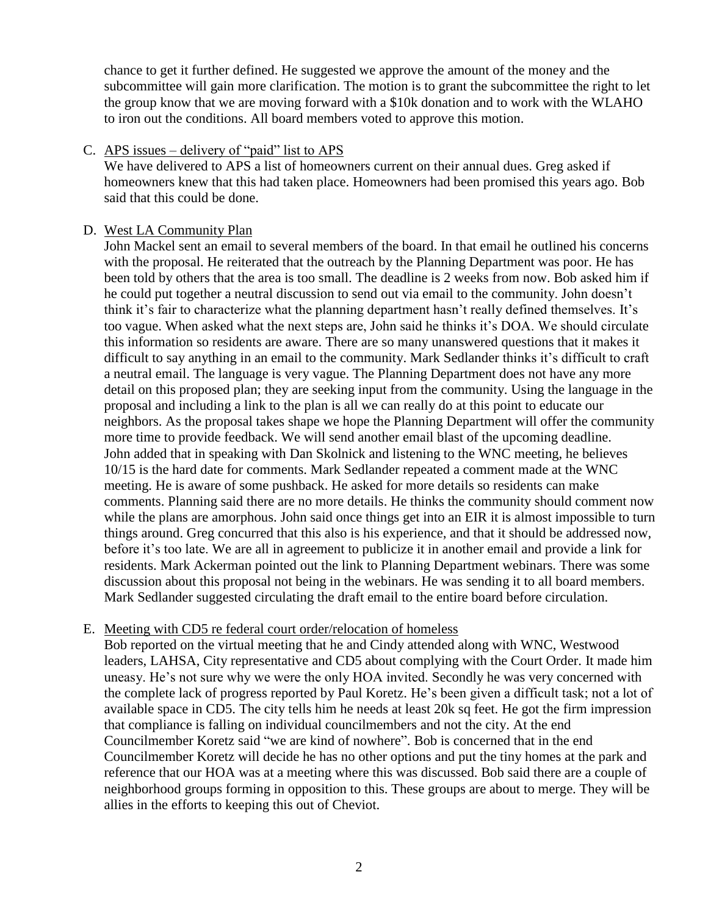chance to get it further defined. He suggested we approve the amount of the money and the subcommittee will gain more clarification. The motion is to grant the subcommittee the right to let the group know that we are moving forward with a $10k donation and to work with the WLAHO to iron out the conditions. All board members voted to approve this motion.

C. <u>APS issues – delivery of "paid" list to APS</u>

We have delivered to APS a list of homeowners current on their annual dues. Greg asked if homeowners knew that this had taken place. Homeowners had been promised this years ago. Bob said that this could be done.

D. <u>West LA Community Plan</u>

John Mackel sent an email to several members of the board. In that email he outlined his concerns with the proposal. He reiterated that the outreach by the Planning Department was poor. He has been told by others that the area is too small. The deadline is 2 weeks from now. Bob asked him if he could put together a neutral discussion to send out via email to the community. John doesn't think it's fair to characterize what the planning department hasn't really defined themselves. It's too vague. When asked what the next steps are, John said he thinks it's DOA. We should circulate this information so residents are aware. There are so many unanswered questions that it makes it difficult to say anything in an email to the community. Mark Sedlander thinks it's difficult to craft a neutral email. The language is very vague. The Planning Department does not have any more detail on this proposed plan; they are seeking input from the community. Using the language in the proposal and including a link to the plan is all we can really do at this point to educate our neighbors. As the proposal takes shape we hope the Planning Department will offer the community more time to provide feedback. We will send another email blast of the upcoming deadline. John added that in speaking with Dan Skolnick and listening to the WNC meeting, he believes 10/15 is the hard date for comments. Mark Sedlander repeated a comment made at the WNC meeting. He is aware of some pushback. He asked for more details so residents can make comments. Planning said there are no more details. He thinks the community should comment now while the plans are amorphous. John said once things get into an EIR it is almost impossible to turn things around. Greg concurred that this also is his experience, and that it should be addressed now, before it's too late. We are all in agreement to publicize it in another email and provide a link for residents. Mark Ackerman pointed out the link to Planning Department webinars. There was some discussion about this proposal not being in the webinars. He was sending it to all board members. Mark Sedlander suggested circulating the draft email to the entire board before circulation.

E. <u>Meeting with CD5 re federal court order/relocation of homeless</u>

Bob reported on the virtual meeting that he and Cindy attended along with WNC, Westwood leaders, LAHSA, City representative and CD5 about complying with the Court Order. It made him uneasy. He's not sure why we were the only HOA invited. Secondly he was very concerned with the complete lack of progress reported by Paul Koretz. He's been given a difficult task; not a lot of available space in CD5. The city tells him he needs at least 20k sq feet. He got the firm impression that compliance is falling on individual councilmembers and not the city. At the end Councilmember Koretz said "we are kind of nowhere". Bob is concerned that in the end Councilmember Koretz will decide he has no other options and put the tiny homes at the park and reference that our HOA was at a meeting where this was discussed. Bob said there are a couple of neighborhood groups forming in opposition to this. These groups are about to merge. They will be allies in the efforts to keeping this out of Cheviot.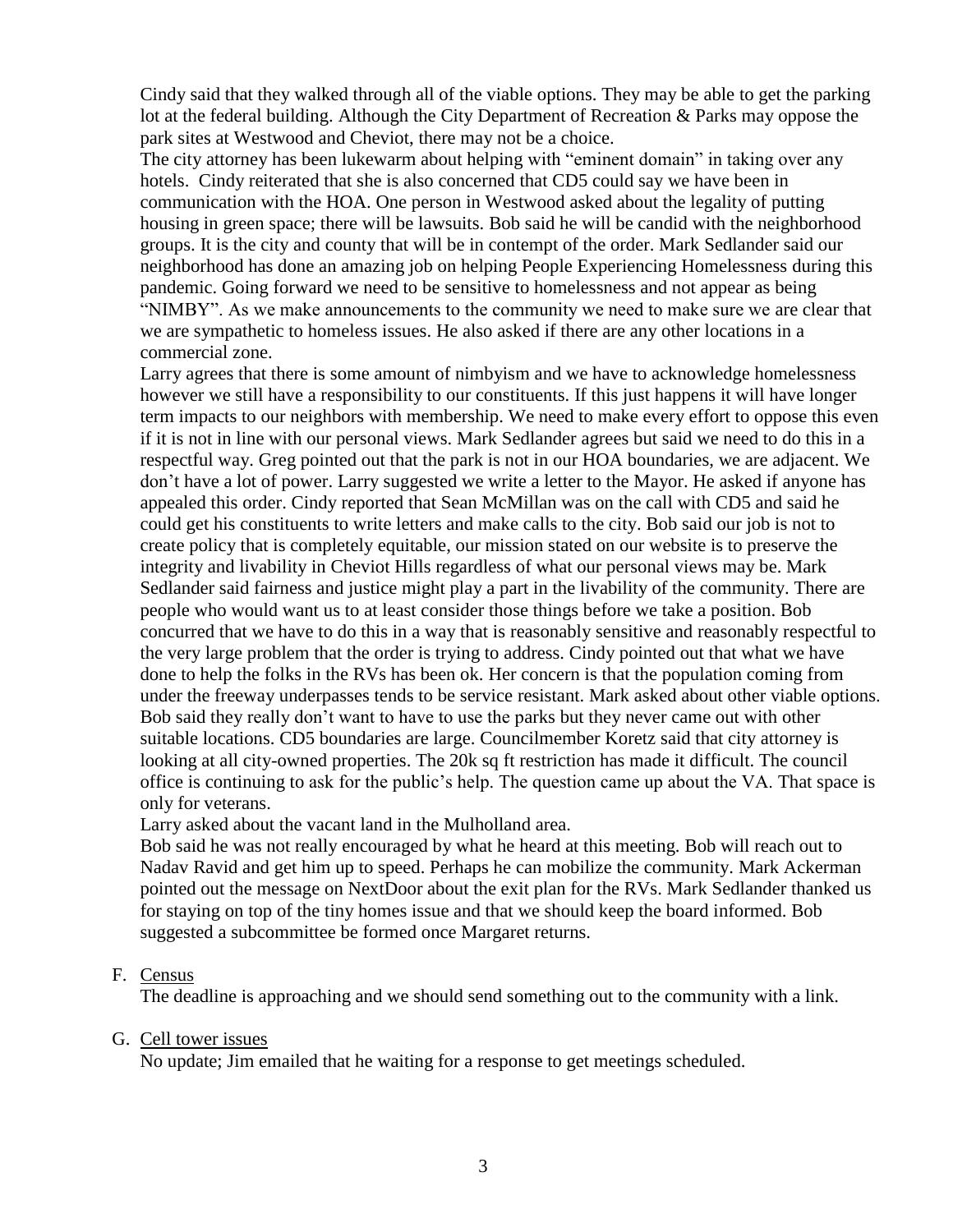Cindy said that they walked through all of the viable options. They may be able to get the parking lot at the federal building. Although the City Department of Recreation & Parks may oppose the park sites at Westwood and Cheviot, there may not be a choice.

The city attorney has been lukewarm about helping with "eminent domain" in taking over any hotels. Cindy reiterated that she is also concerned that CD5 could say we have been in communication with the HOA. One person in Westwood asked about the legality of putting housing in green space; there will be lawsuits. Bob said he will be candid with the neighborhood groups. It is the city and county that will be in contempt of the order. Mark Sedlander said our neighborhood has done an amazing job on helping People Experiencing Homelessness during this pandemic. Going forward we need to be sensitive to homelessness and not appear as being "NIMBY". As we make announcements to the community we need to make sure we are clear that we are sympathetic to homeless issues. He also asked if there are any other locations in a commercial zone.

Larry agrees that there is some amount of nimbyism and we have to acknowledge homelessness however we still have a responsibility to our constituents. If this just happens it will have longer term impacts to our neighbors with membership. We need to make every effort to oppose this even if it is not in line with our personal views. Mark Sedlander agrees but said we need to do this in a respectful way. Greg pointed out that the park is not in our HOA boundaries, we are adjacent. We don't have a lot of power. Larry suggested we write a letter to the Mayor. He asked if anyone has appealed this order. Cindy reported that Sean McMillan was on the call with CD5 and said he could get his constituents to write letters and make calls to the city. Bob said our job is not to create policy that is completely equitable, our mission stated on our website is to preserve the integrity and livability in Cheviot Hills regardless of what our personal views may be. Mark Sedlander said fairness and justice might play a part in the livability of the community. There are people who would want us to at least consider those things before we take a position. Bob concurred that we have to do this in a way that is reasonably sensitive and reasonably respectful to the very large problem that the order is trying to address. Cindy pointed out that what we have done to help the folks in the RVs has been ok. Her concern is that the population coming from under the freeway underpasses tends to be service resistant. Mark asked about other viable options. Bob said they really don't want to have to use the parks but they never came out with other suitable locations. CD5 boundaries are large. Councilmember Koretz said that city attorney is looking at all city-owned properties. The 20k sq ft restriction has made it difficult. The council office is continuing to ask for the public's help. The question came up about the VA. That space is only for veterans.

Larry asked about the vacant land in the Mulholland area.

Bob said he was not really encouraged by what he heard at this meeting. Bob will reach out to Nadav Ravid and get him up to speed. Perhaps he can mobilize the community. Mark Ackerman pointed out the message on NextDoor about the exit plan for the RVs. Mark Sedlander thanked us for staying on top of the tiny homes issue and that we should keep the board informed. Bob suggested a subcommittee be formed once Margaret returns.

F. Census

The deadline is approaching and we should send something out to the community with a link.

G. Cell tower issues

No update; Jim emailed that he waiting for a response to get meetings scheduled.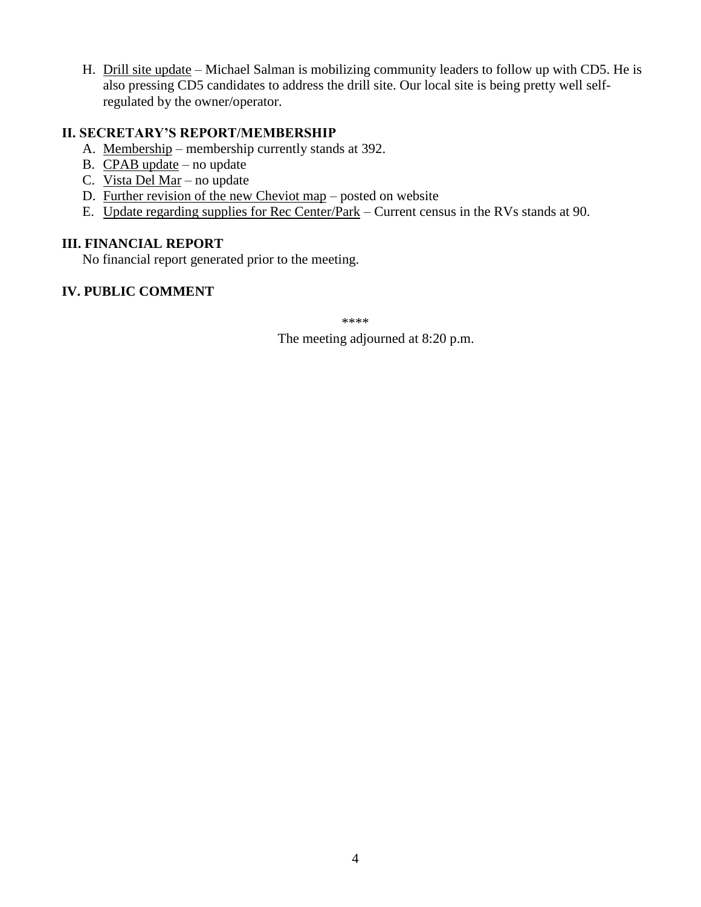H. <u>Drill site update</u> – Michael Salman is mobilizing community leaders to follow up with CD5. He is also pressing CD5 candidates to address the drill site. Our local site is being pretty well self-regulated by the owner/operator.

## II. SECRETARY'S REPORT/MEMBERSHIP

A. <u>Membership</u> – membership currently stands at 392.
B. <u>CPAB update</u> – no update
C. <u>Vista Del Mar</u> – no update
D. <u>Further revision of the new Cheviot map</u> – posted on website
E. <u>Update regarding supplies for Rec Center/Park</u> – Current census in the RVs stands at 90.

## III. FINANCIAL REPORT

No financial report generated prior to the meeting.

## IV. PUBLIC COMMENT

****

The meeting adjourned at 8:20 p.m.